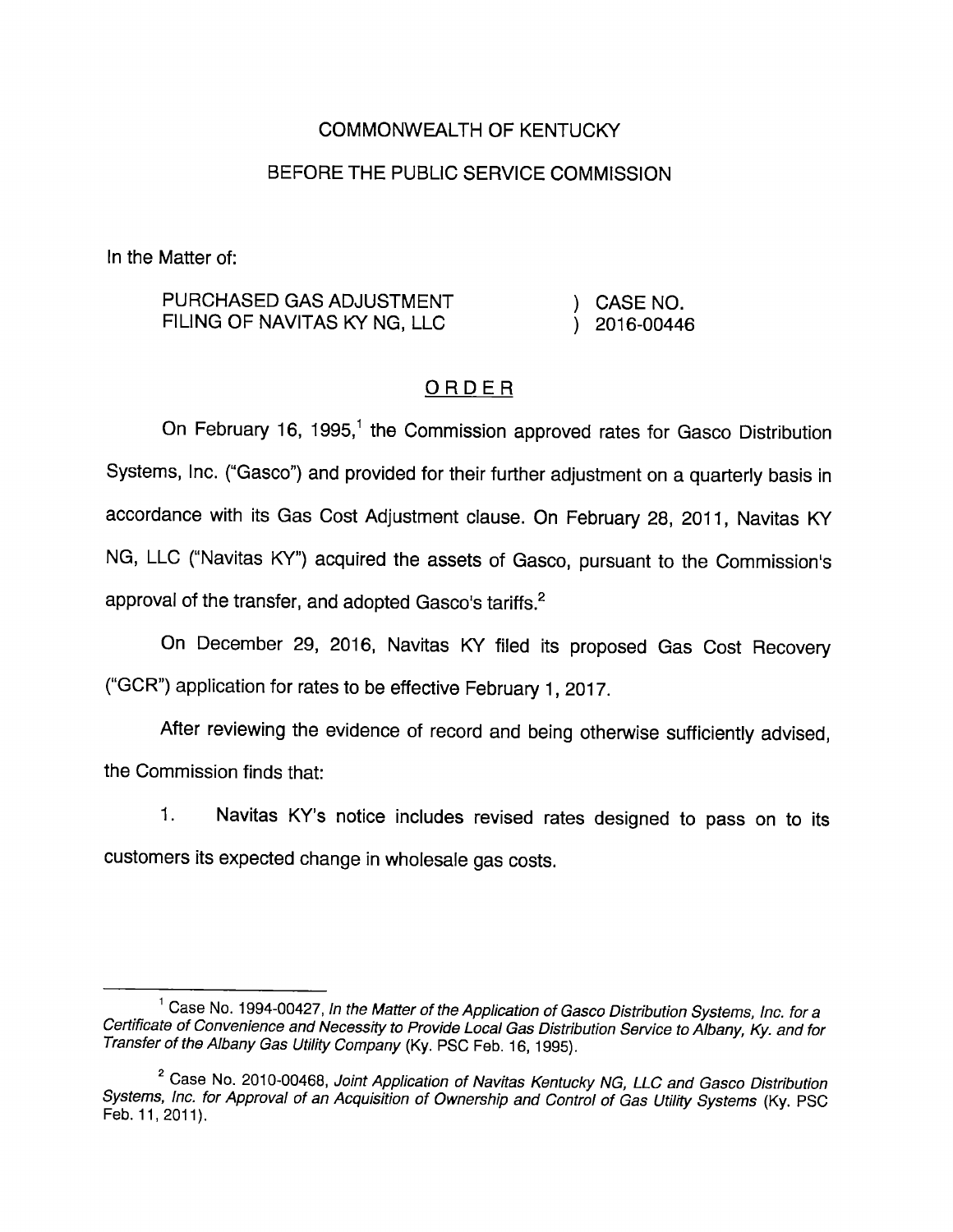COMMONWEALTH OF KENTUCKY

BEFORE THE PUBLIC SERVICE COMMISSION

In the Matter of:

| | | |
|---|---|---|
| PURCHASED GAS ADJUSTMENT FILING OF NAVITAS KY NG, LLC | ) | CASE NO. 2016-00446 |

## ORDER

On February 16, 1995,[1] the Commission approved rates for Gasco Distribution Systems, Inc. ("Gasco") and provided for their further adjustment on a quarterly basis in accordance with its Gas Cost Adjustment clause. On February 28, 2011, Navitas KY NG, LLC ("Navitas KY") acquired the assets of Gasco, pursuant to the Commission's approval of the transfer, and adopted Gasco's tariffs.[2]

On December 29, 2016, Navitas KY filed its proposed Gas Cost Recovery ("GCR") application for rates to be effective February 1, 2017.

After reviewing the evidence of record and being otherwise sufficiently advised, the Commission finds that:

1. Navitas KY's notice includes revised rates designed to pass on to its customers its expected change in wholesale gas costs.

---

[1] Case No. 1994-00427, *In the Matter of the Application of Gasco Distribution Systems, Inc. for a Certificate of Convenience and Necessity to Provide Local Gas Distribution Service to Albany, Ky. and for Transfer of the Albany Gas Utility Company* (Ky. PSC Feb. 16, 1995).

[2] Case No. 2010-00468, *Joint Application of Navitas Kentucky NG, LLC and Gasco Distribution Systems, Inc. for Approval of an Acquisition of Ownership and Control of Gas Utility Systems* (Ky. PSC Feb. 11, 2011).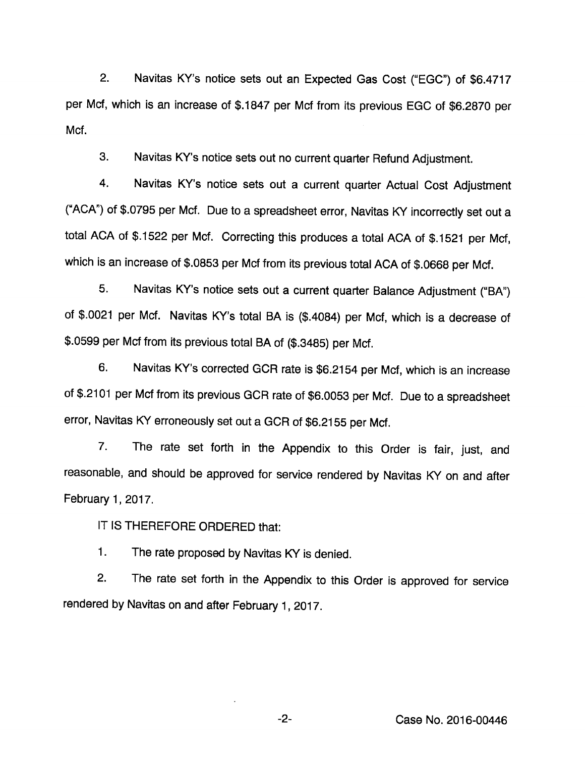2. Navitas KY's notice sets out an Expected Gas Cost ("EGC") of $6.4717 per Mcf, which is an increase of $.1847 per Mcf from its previous EGC of $6.2870 per Mcf.

3. Navitas KY's notice sets out no current quarter Refund Adjustment.

4. Navitas KY's notice sets out a current quarter Actual Cost Adjustment ("ACA") of $.0795 per Mcf. Due to a spreadsheet error, Navitas KY incorrectly set out a total ACA of $.1522 per Mcf. Correcting this produces a total ACA of $.1521 per Mcf, which is an increase of $.0853 per Mcf from its previous total ACA of $.0668 per Mcf.

5. Navitas KY's notice sets out a current quarter Balance Adjustment ("BA") of $.0021 per Mcf. Navitas KY's total BA is ($.4084) per Mcf, which is a decrease of $.0599 per Mcf from its previous total BA of ($.3485) per Mcf.

6. Navitas KY's corrected GCR rate is $6.2154 per Mcf, which is an increase of $.2101 per Mcf from its previous GCR rate of $6.0053 per Mcf. Due to a spreadsheet error, Navitas KY erroneously set out a GCR of $6.2155 per Mcf.

7. The rate set forth in the Appendix to this Order is fair, just, and reasonable, and should be approved for service rendered by Navitas KY on and after February 1, 2017.

IT IS THEREFORE ORDERED that:

1. The rate proposed by Navitas KY is denied.

2. The rate set forth in the Appendix to this Order is approved for service rendered by Navitas on and after February 1, 2017.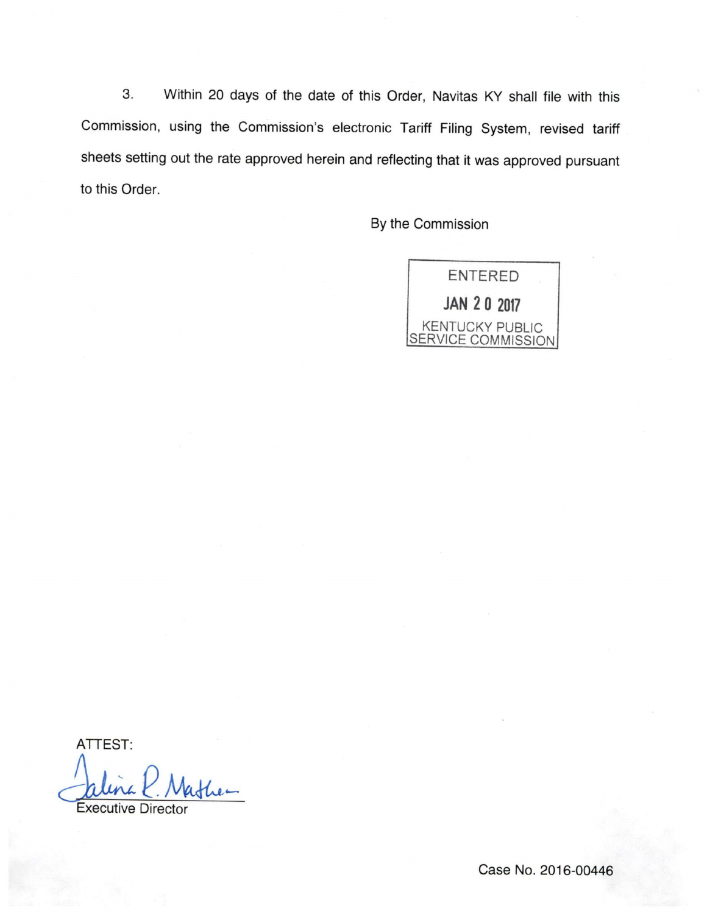3. Within 20 days of the date of this Order, Navitas KY shall file with this Commission, using the Commission's electronic Tariff Filing System, revised tariff sheets setting out the rate approved herein and reflecting that it was approved pursuant to this Order.

By the Commission

ENTERED
JAN 20 2017
KENTUCKY PUBLIC
SERVICE COMMISSION

ATTEST:

Executive Director

Case No. 2016-00446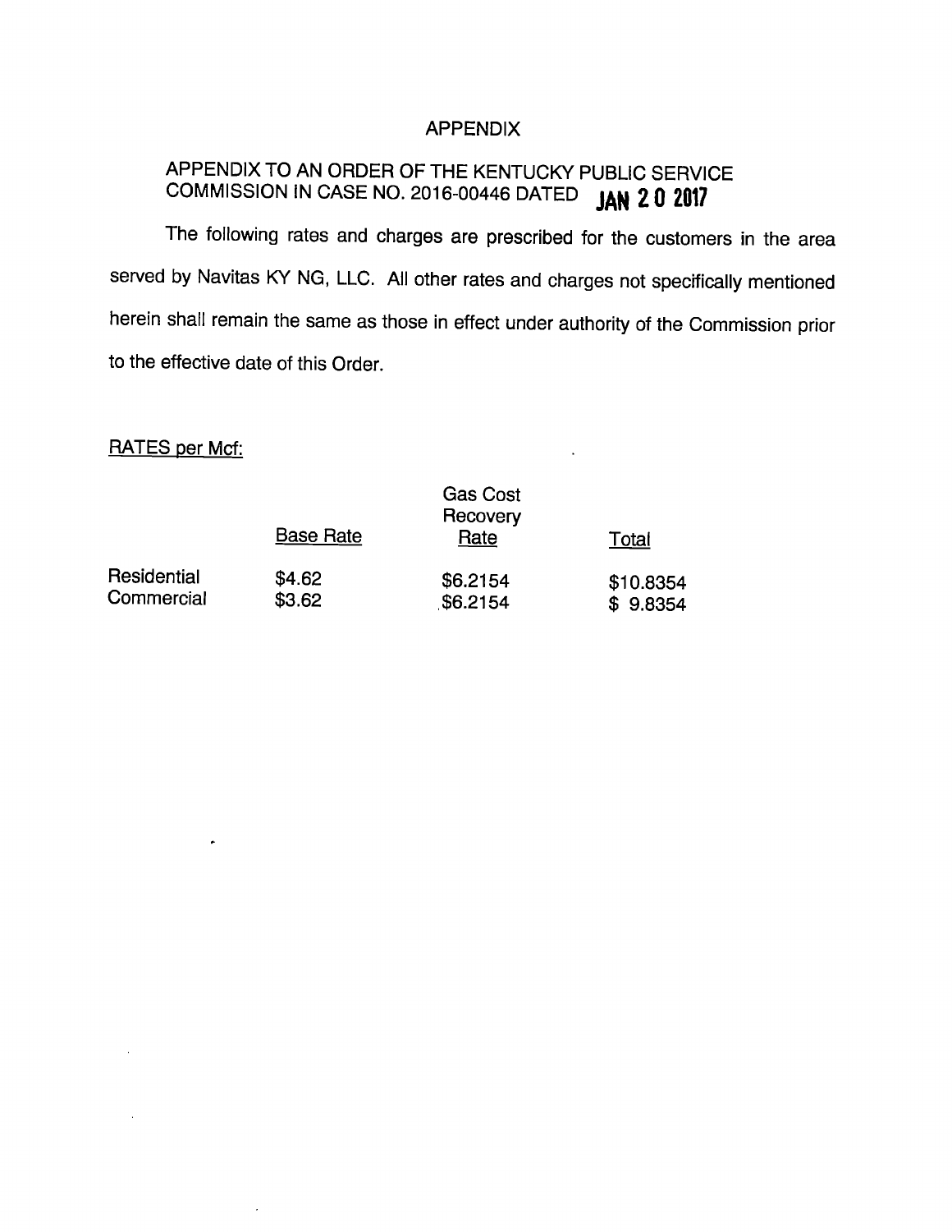# APPENDIX

## APPENDIX TO AN ORDER OF THE KENTUCKY PUBLIC SERVICE COMMISSION IN CASE NO. 2016-00446 DATED JAN 20 2017

The following rates and charges are prescribed for the customers in the area served by Navitas KY NG, LLC. All other rates and charges not specifically mentioned herein shall remain the same as those in effect under authority of the Commission prior to the effective date of this Order.

RATES per Mcf:

| | Base Rate | Gas Cost Recovery Rate | Total |
|---|---|---|---|
| Residential | $4.62 | $6.2154 | $10.8354 |
| Commercial | $3.62 | $6.2154 | $ 9.8354 |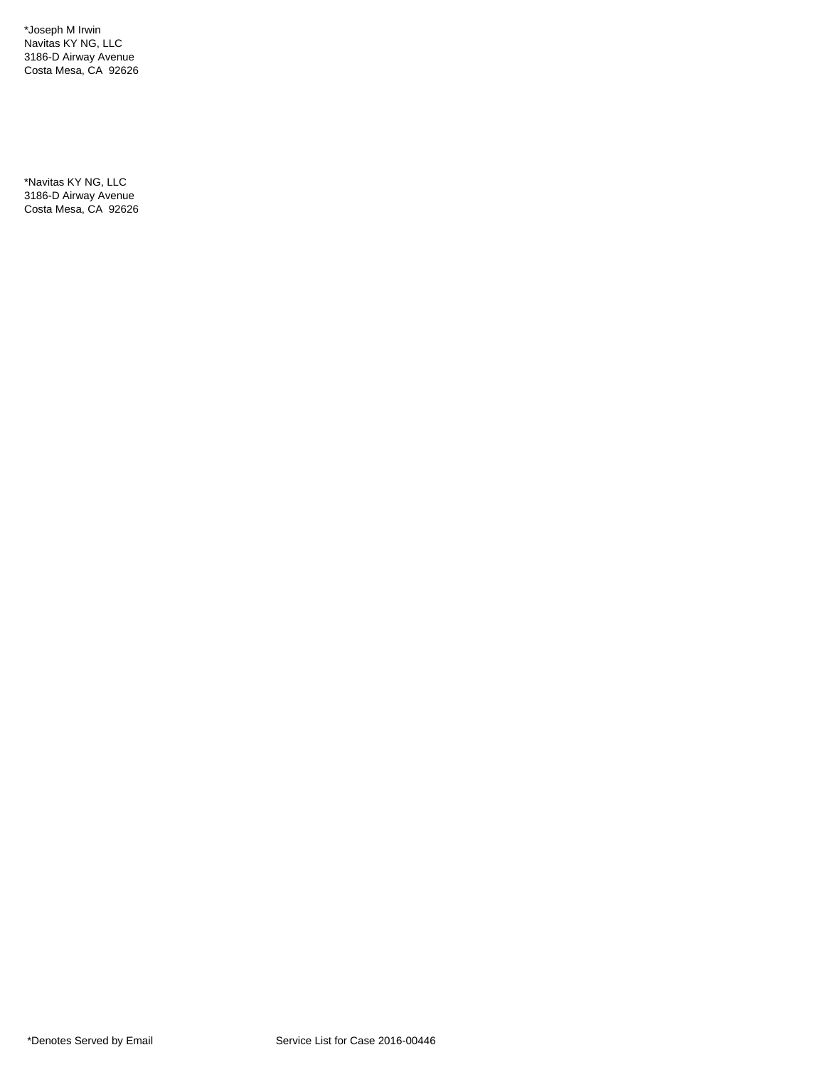*Joseph M Irwin
Navitas KY NG, LLC
3186-D Airway Avenue
Costa Mesa, CA  92626

*Navitas KY NG, LLC
3186-D Airway Avenue
Costa Mesa, CA  92626